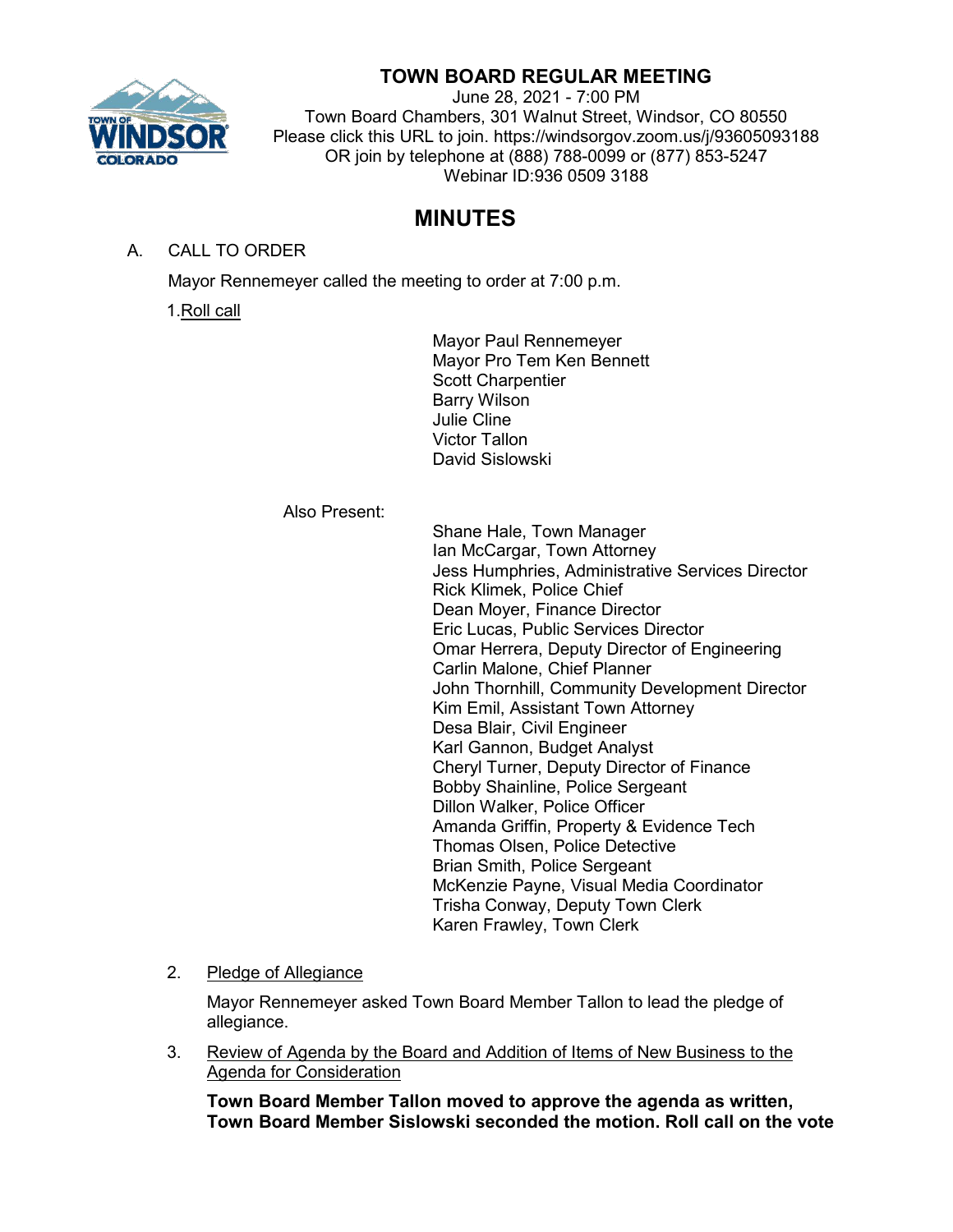# TOWN BOARD REGULAR MEETING

June 28, 2021 - 7:00 PM
Town Board Chambers, 301 Walnut Street, Windsor, CO 80550
Please click this URL to join. https://windsorgov.zoom.us/j/93605093188
OR join by telephone at (888) 788-0099 or (877) 853-5247
Webinar ID:936 0509 3188

## MINUTES

A. CALL TO ORDER

Mayor Rennemeyer called the meeting to order at 7:00 p.m.

1. Roll call

Mayor Paul Rennemeyer
Mayor Pro Tem Ken Bennett
Scott Charpentier
Barry Wilson
Julie Cline
Victor Tallon
David Sislowski

Also Present:

Shane Hale, Town Manager
Ian McCargar, Town Attorney
Jess Humphries, Administrative Services Director
Rick Klimek, Police Chief
Dean Moyer, Finance Director
Eric Lucas, Public Services Director
Omar Herrera, Deputy Director of Engineering
Carlin Malone, Chief Planner
John Thornhill, Community Development Director
Kim Emil, Assistant Town Attorney
Desa Blair, Civil Engineer
Karl Gannon, Budget Analyst
Cheryl Turner, Deputy Director of Finance
Bobby Shainline, Police Sergeant
Dillon Walker, Police Officer
Amanda Griffin, Property & Evidence Tech
Thomas Olsen, Police Detective
Brian Smith, Police Sergeant
McKenzie Payne, Visual Media Coordinator
Trisha Conway, Deputy Town Clerk
Karen Frawley, Town Clerk

2. Pledge of Allegiance

Mayor Rennemeyer asked Town Board Member Tallon to lead the pledge of allegiance.

3. Review of Agenda by the Board and Addition of Items of New Business to the Agenda for Consideration

**Town Board Member Tallon moved to approve the agenda as written, Town Board Member Sislowski seconded the motion. Roll call on the vote**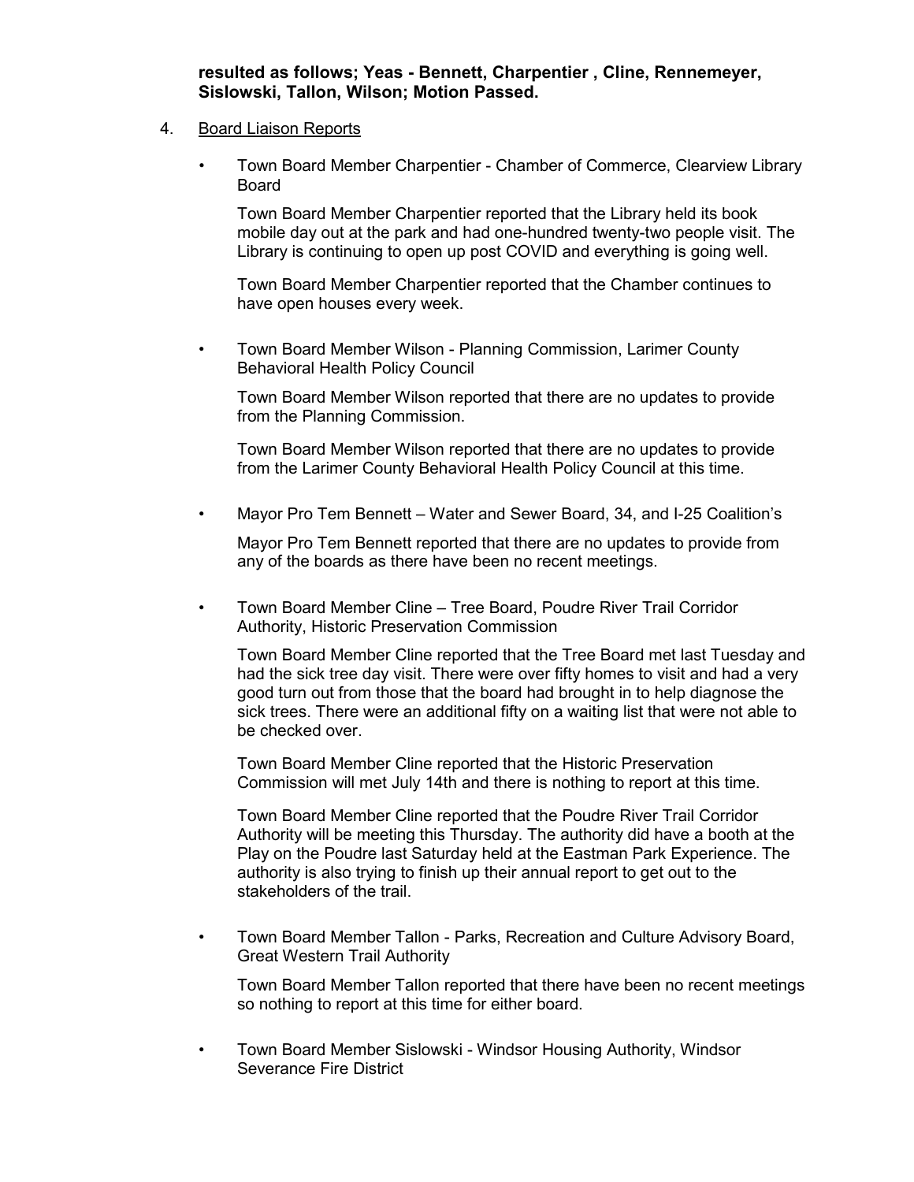**resulted as follows; Yeas - Bennett, Charpentier , Cline, Rennemeyer, Sislowski, Tallon, Wilson; Motion Passed.**

4. Board Liaison Reports

- Town Board Member Charpentier - Chamber of Commerce, Clearview Library Board

  Town Board Member Charpentier reported that the Library held its book mobile day out at the park and had one-hundred twenty-two people visit. The Library is continuing to open up post COVID and everything is going well.

  Town Board Member Charpentier reported that the Chamber continues to have open houses every week.

- Town Board Member Wilson - Planning Commission, Larimer County Behavioral Health Policy Council

  Town Board Member Wilson reported that there are no updates to provide from the Planning Commission.

  Town Board Member Wilson reported that there are no updates to provide from the Larimer County Behavioral Health Policy Council at this time.

- Mayor Pro Tem Bennett – Water and Sewer Board, 34, and I-25 Coalition's

  Mayor Pro Tem Bennett reported that there are no updates to provide from any of the boards as there have been no recent meetings.

- Town Board Member Cline – Tree Board, Poudre River Trail Corridor Authority, Historic Preservation Commission

  Town Board Member Cline reported that the Tree Board met last Tuesday and had the sick tree day visit. There were over fifty homes to visit and had a very good turn out from those that the board had brought in to help diagnose the sick trees. There were an additional fifty on a waiting list that were not able to be checked over.

  Town Board Member Cline reported that the Historic Preservation Commission will met July 14th and there is nothing to report at this time.

  Town Board Member Cline reported that the Poudre River Trail Corridor Authority will be meeting this Thursday. The authority did have a booth at the Play on the Poudre last Saturday held at the Eastman Park Experience. The authority is also trying to finish up their annual report to get out to the stakeholders of the trail.

- Town Board Member Tallon - Parks, Recreation and Culture Advisory Board, Great Western Trail Authority

  Town Board Member Tallon reported that there have been no recent meetings so nothing to report at this time for either board.

- Town Board Member Sislowski - Windsor Housing Authority, Windsor Severance Fire District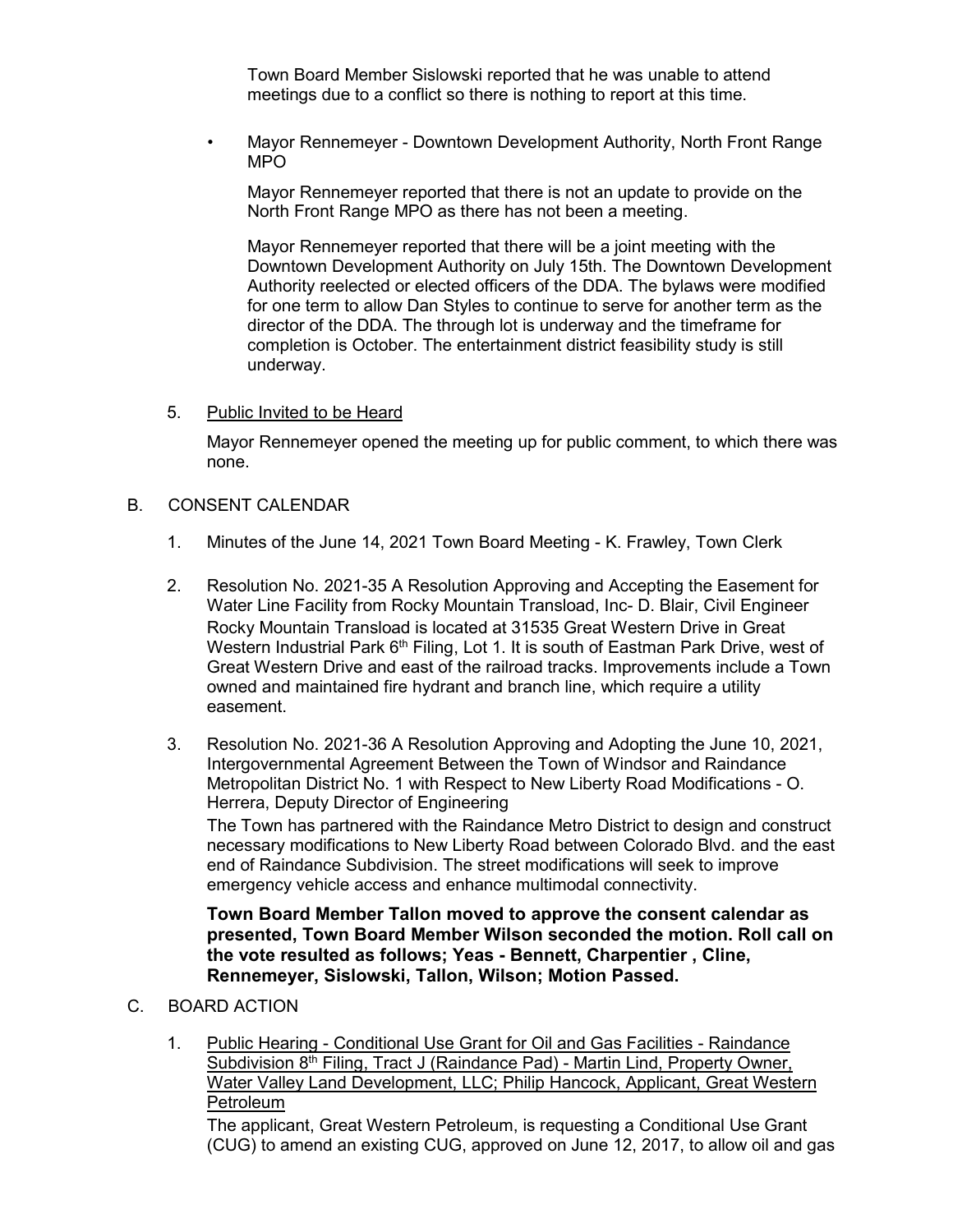Town Board Member Sislowski reported that he was unable to attend meetings due to a conflict so there is nothing to report at this time.

- Mayor Rennemeyer - Downtown Development Authority, North Front Range MPO

  Mayor Rennemeyer reported that there is not an update to provide on the North Front Range MPO as there has not been a meeting.

  Mayor Rennemeyer reported that there will be a joint meeting with the Downtown Development Authority on July 15th. The Downtown Development Authority reelected or elected officers of the DDA. The bylaws were modified for one term to allow Dan Styles to continue to serve for another term as the director of the DDA. The through lot is underway and the timeframe for completion is October. The entertainment district feasibility study is still underway.

5. Public Invited to be Heard

   Mayor Rennemeyer opened the meeting up for public comment, to which there was none.

B. CONSENT CALENDAR

1. Minutes of the June 14, 2021 Town Board Meeting - K. Frawley, Town Clerk

2. Resolution No. 2021-35 A Resolution Approving and Accepting the Easement for Water Line Facility from Rocky Mountain Transload, Inc- D. Blair, Civil Engineer
   Rocky Mountain Transload is located at 31535 Great Western Drive in Great Western Industrial Park 6th Filing, Lot 1. It is south of Eastman Park Drive, west of Great Western Drive and east of the railroad tracks. Improvements include a Town owned and maintained fire hydrant and branch line, which require a utility easement.

3. Resolution No. 2021-36 A Resolution Approving and Adopting the June 10, 2021, Intergovernmental Agreement Between the Town of Windsor and Raindance Metropolitan District No. 1 with Respect to New Liberty Road Modifications - O. Herrera, Deputy Director of Engineering
   The Town has partnered with the Raindance Metro District to design and construct necessary modifications to New Liberty Road between Colorado Blvd. and the east end of Raindance Subdivision. The street modifications will seek to improve emergency vehicle access and enhance multimodal connectivity.

   **Town Board Member Tallon moved to approve the consent calendar as presented, Town Board Member Wilson seconded the motion. Roll call on the vote resulted as follows; Yeas - Bennett, Charpentier , Cline, Rennemeyer, Sislowski, Tallon, Wilson; Motion Passed.**

C. BOARD ACTION

1. Public Hearing - Conditional Use Grant for Oil and Gas Facilities - Raindance Subdivision 8th Filing, Tract J (Raindance Pad) - Martin Lind, Property Owner, Water Valley Land Development, LLC; Philip Hancock, Applicant, Great Western Petroleum
   The applicant, Great Western Petroleum, is requesting a Conditional Use Grant (CUG) to amend an existing CUG, approved on June 12, 2017, to allow oil and gas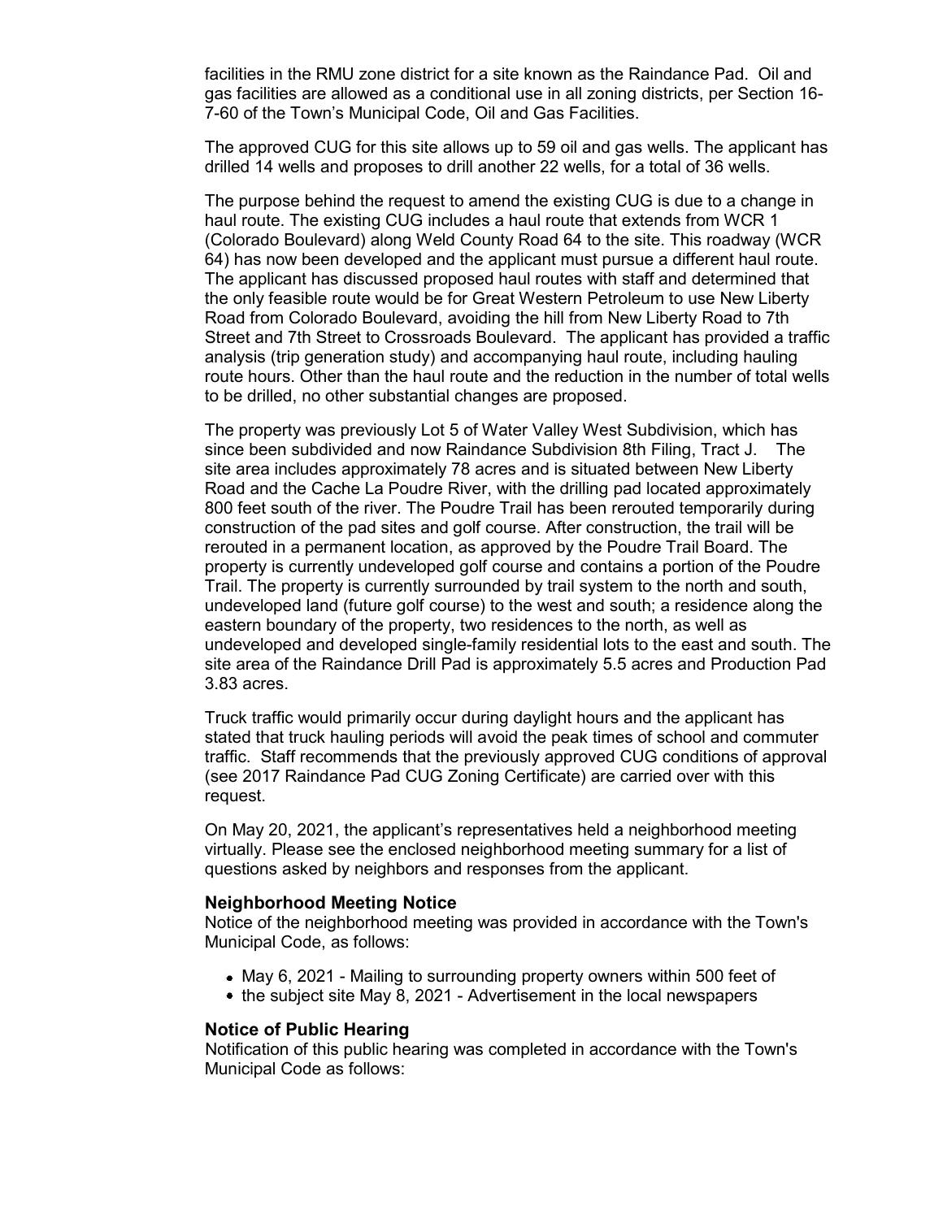facilities in the RMU zone district for a site known as the Raindance Pad. Oil and gas facilities are allowed as a conditional use in all zoning districts, per Section 16-7-60 of the Town's Municipal Code, Oil and Gas Facilities.

The approved CUG for this site allows up to 59 oil and gas wells. The applicant has drilled 14 wells and proposes to drill another 22 wells, for a total of 36 wells.

The purpose behind the request to amend the existing CUG is due to a change in haul route. The existing CUG includes a haul route that extends from WCR 1 (Colorado Boulevard) along Weld County Road 64 to the site. This roadway (WCR 64) has now been developed and the applicant must pursue a different haul route. The applicant has discussed proposed haul routes with staff and determined that the only feasible route would be for Great Western Petroleum to use New Liberty Road from Colorado Boulevard, avoiding the hill from New Liberty Road to 7th Street and 7th Street to Crossroads Boulevard. The applicant has provided a traffic analysis (trip generation study) and accompanying haul route, including hauling route hours. Other than the haul route and the reduction in the number of total wells to be drilled, no other substantial changes are proposed.

The property was previously Lot 5 of Water Valley West Subdivision, which has since been subdivided and now Raindance Subdivision 8th Filing, Tract J. The site area includes approximately 78 acres and is situated between New Liberty Road and the Cache La Poudre River, with the drilling pad located approximately 800 feet south of the river. The Poudre Trail has been rerouted temporarily during construction of the pad sites and golf course. After construction, the trail will be rerouted in a permanent location, as approved by the Poudre Trail Board. The property is currently undeveloped golf course and contains a portion of the Poudre Trail. The property is currently surrounded by trail system to the north and south, undeveloped land (future golf course) to the west and south; a residence along the eastern boundary of the property, two residences to the north, as well as undeveloped and developed single-family residential lots to the east and south. The site area of the Raindance Drill Pad is approximately 5.5 acres and Production Pad 3.83 acres.

Truck traffic would primarily occur during daylight hours and the applicant has stated that truck hauling periods will avoid the peak times of school and commuter traffic. Staff recommends that the previously approved CUG conditions of approval (see 2017 Raindance Pad CUG Zoning Certificate) are carried over with this request.

On May 20, 2021, the applicant's representatives held a neighborhood meeting virtually. Please see the enclosed neighborhood meeting summary for a list of questions asked by neighbors and responses from the applicant.

**Neighborhood Meeting Notice**

Notice of the neighborhood meeting was provided in accordance with the Town's Municipal Code, as follows:

- May 6, 2021 - Mailing to surrounding property owners within 500 feet of
- the subject site May 8, 2021 - Advertisement in the local newspapers

**Notice of Public Hearing**

Notification of this public hearing was completed in accordance with the Town's Municipal Code as follows: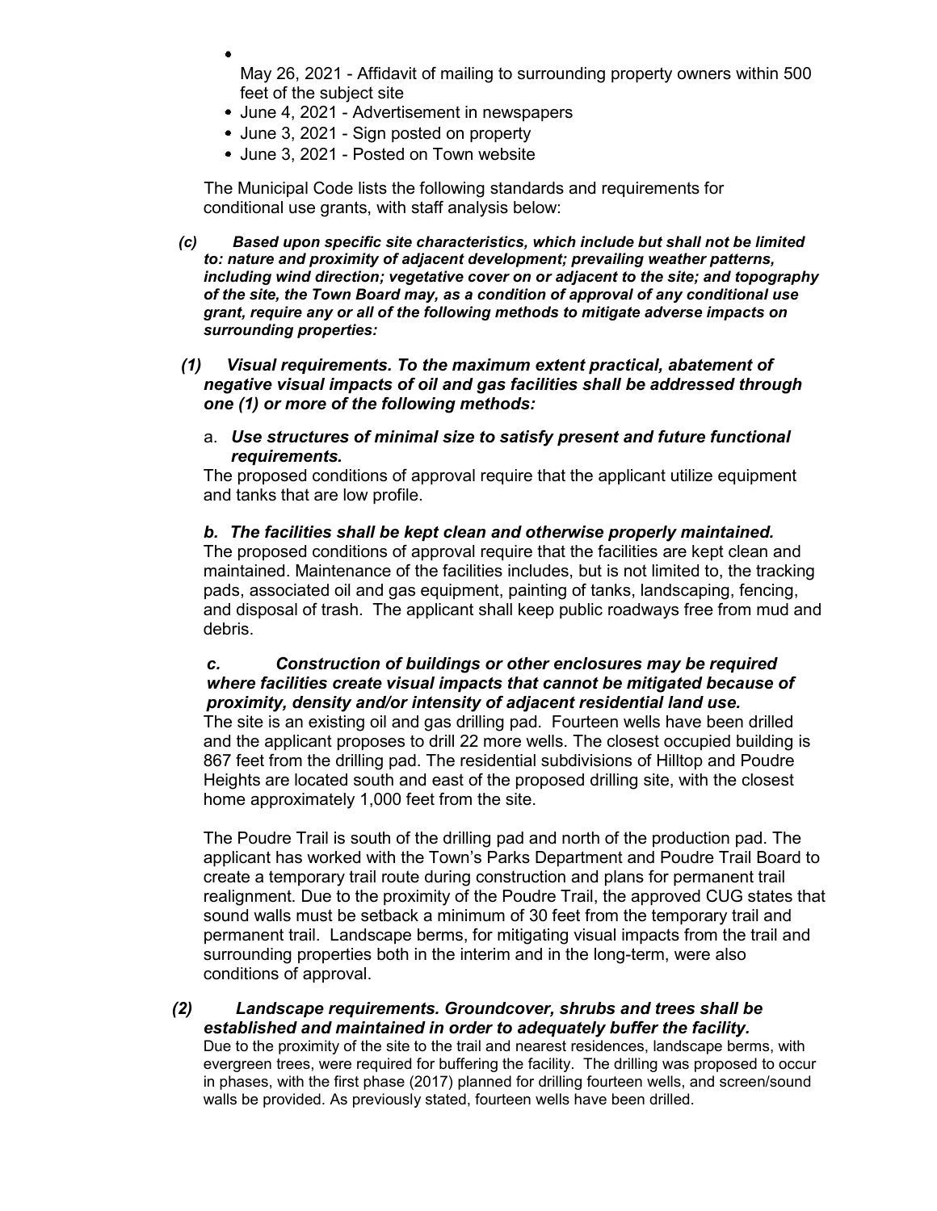- May 26, 2021 - Affidavit of mailing to surrounding property owners within 500 feet of the subject site
- June 4, 2021 - Advertisement in newspapers
- June 3, 2021 - Sign posted on property
- June 3, 2021 - Posted on Town website

The Municipal Code lists the following standards and requirements for conditional use grants, with staff analysis below:

***(c) Based upon specific site characteristics, which include but shall not be limited to: nature and proximity of adjacent development; prevailing weather patterns, including wind direction; vegetative cover on or adjacent to the site; and topography of the site, the Town Board may, as a condition of approval of any conditional use grant, require any or all of the following methods to mitigate adverse impacts on surrounding properties:***

***(1) Visual requirements. To the maximum extent practical, abatement of negative visual impacts of oil and gas facilities shall be addressed through one (1) or more of the following methods:***

a. ***Use structures of minimal size to satisfy present and future functional requirements.***

The proposed conditions of approval require that the applicant utilize equipment and tanks that are low profile.

***b. The facilities shall be kept clean and otherwise properly maintained.***

The proposed conditions of approval require that the facilities are kept clean and maintained. Maintenance of the facilities includes, but is not limited to, the tracking pads, associated oil and gas equipment, painting of tanks, landscaping, fencing, and disposal of trash. The applicant shall keep public roadways free from mud and debris.

***c. Construction of buildings or other enclosures may be required where facilities create visual impacts that cannot be mitigated because of proximity, density and/or intensity of adjacent residential land use.***

The site is an existing oil and gas drilling pad. Fourteen wells have been drilled and the applicant proposes to drill 22 more wells. The closest occupied building is 867 feet from the drilling pad. The residential subdivisions of Hilltop and Poudre Heights are located south and east of the proposed drilling site, with the closest home approximately 1,000 feet from the site.

The Poudre Trail is south of the drilling pad and north of the production pad. The applicant has worked with the Town's Parks Department and Poudre Trail Board to create a temporary trail route during construction and plans for permanent trail realignment. Due to the proximity of the Poudre Trail, the approved CUG states that sound walls must be setback a minimum of 30 feet from the temporary trail and permanent trail. Landscape berms, for mitigating visual impacts from the trail and surrounding properties both in the interim and in the long-term, were also conditions of approval.

***(2) Landscape requirements. Groundcover, shrubs and trees shall be established and maintained in order to adequately buffer the facility.***

Due to the proximity of the site to the trail and nearest residences, landscape berms, with evergreen trees, were required for buffering the facility. The drilling was proposed to occur in phases, with the first phase (2017) planned for drilling fourteen wells, and screen/sound walls be provided. As previously stated, fourteen wells have been drilled.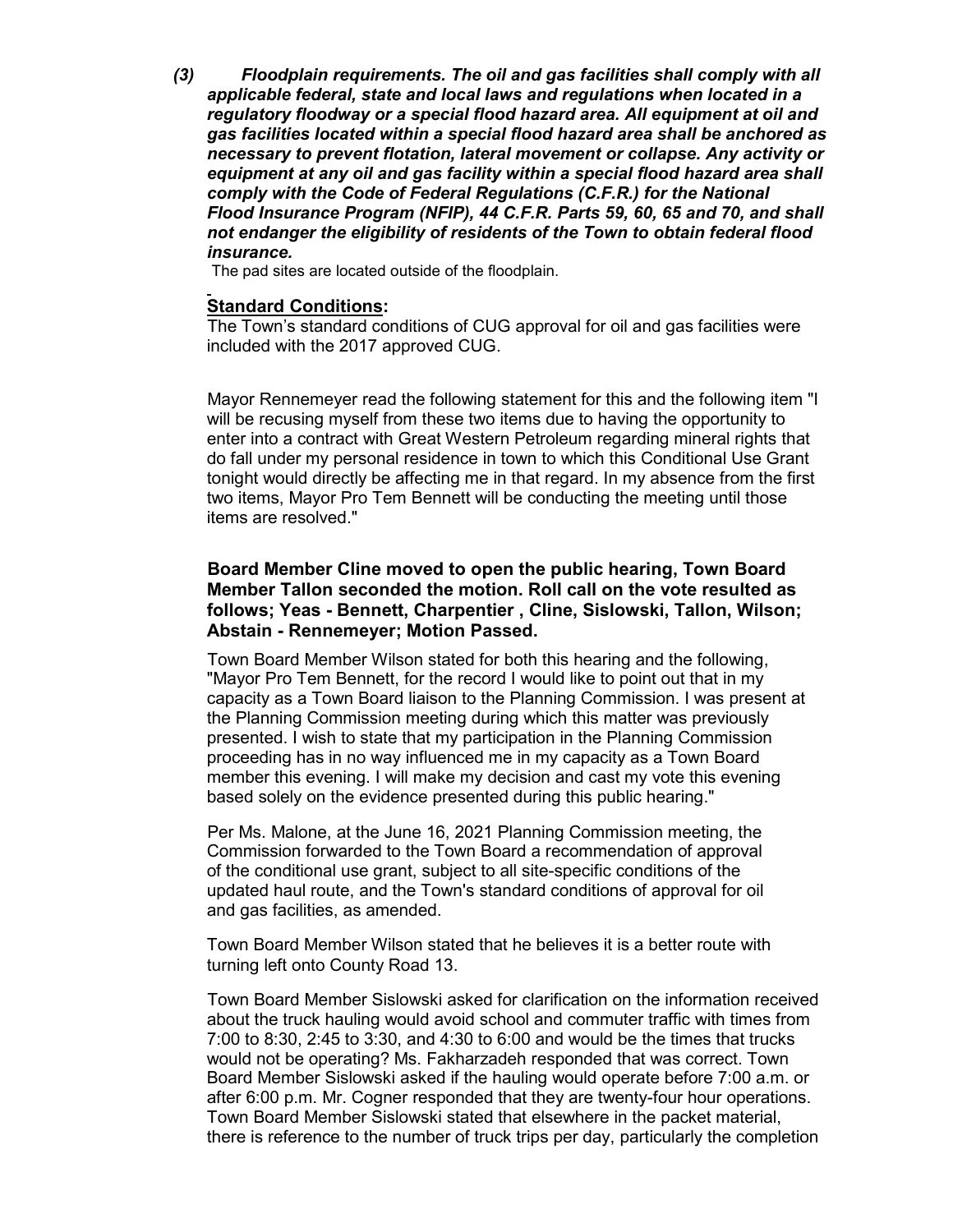***(3) Floodplain requirements. The oil and gas facilities shall comply with all applicable federal, state and local laws and regulations when located in a regulatory floodway or a special flood hazard area. All equipment at oil and gas facilities located within a special flood hazard area shall be anchored as necessary to prevent flotation, lateral movement or collapse. Any activity or equipment at any oil and gas facility within a special flood hazard area shall comply with the Code of Federal Regulations (C.F.R.) for the National Flood Insurance Program (NFIP), 44 C.F.R. Parts 59, 60, 65 and 70, and shall not endanger the eligibility of residents of the Town to obtain federal flood insurance.***

The pad sites are located outside of the floodplain.

**Standard Conditions:**

The Town's standard conditions of CUG approval for oil and gas facilities were included with the 2017 approved CUG.

Mayor Rennemeyer read the following statement for this and the following item "I will be recusing myself from these two items due to having the opportunity to enter into a contract with Great Western Petroleum regarding mineral rights that do fall under my personal residence in town to which this Conditional Use Grant tonight would directly be affecting me in that regard. In my absence from the first two items, Mayor Pro Tem Bennett will be conducting the meeting until those items are resolved."

**Board Member Cline moved to open the public hearing, Town Board Member Tallon seconded the motion. Roll call on the vote resulted as follows; Yeas - Bennett, Charpentier , Cline, Sislowski, Tallon, Wilson; Abstain - Rennemeyer; Motion Passed.**

Town Board Member Wilson stated for both this hearing and the following, "Mayor Pro Tem Bennett, for the record I would like to point out that in my capacity as a Town Board liaison to the Planning Commission. I was present at the Planning Commission meeting during which this matter was previously presented. I wish to state that my participation in the Planning Commission proceeding has in no way influenced me in my capacity as a Town Board member this evening. I will make my decision and cast my vote this evening based solely on the evidence presented during this public hearing."

Per Ms. Malone, at the June 16, 2021 Planning Commission meeting, the Commission forwarded to the Town Board a recommendation of approval of the conditional use grant, subject to all site-specific conditions of the updated haul route, and the Town's standard conditions of approval for oil and gas facilities, as amended.

Town Board Member Wilson stated that he believes it is a better route with turning left onto County Road 13.

Town Board Member Sislowski asked for clarification on the information received about the truck hauling would avoid school and commuter traffic with times from 7:00 to 8:30, 2:45 to 3:30, and 4:30 to 6:00 and would be the times that trucks would not be operating? Ms. Fakharzadeh responded that was correct. Town Board Member Sislowski asked if the hauling would operate before 7:00 a.m. or after 6:00 p.m. Mr. Cogner responded that they are twenty-four hour operations. Town Board Member Sislowski stated that elsewhere in the packet material, there is reference to the number of truck trips per day, particularly the completion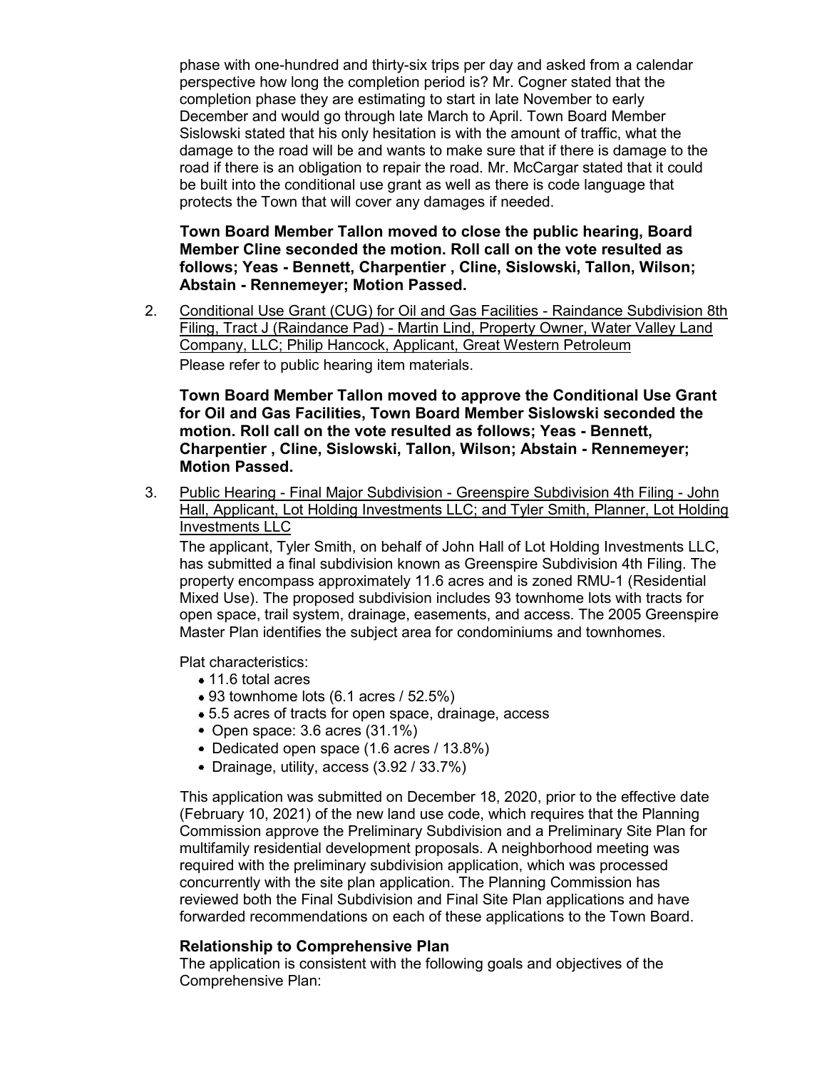phase with one-hundred and thirty-six trips per day and asked from a calendar perspective how long the completion period is? Mr. Cogner stated that the completion phase they are estimating to start in late November to early December and would go through late March to April. Town Board Member Sislowski stated that his only hesitation is with the amount of traffic, what the damage to the road will be and wants to make sure that if there is damage to the road if there is an obligation to repair the road. Mr. McCargar stated that it could be built into the conditional use grant as well as there is code language that protects the Town that will cover any damages if needed.

**Town Board Member Tallon moved to close the public hearing, Board Member Cline seconded the motion. Roll call on the vote resulted as follows; Yeas - Bennett, Charpentier , Cline, Sislowski, Tallon, Wilson; Abstain - Rennemeyer; Motion Passed.**

2. Conditional Use Grant (CUG) for Oil and Gas Facilities - Raindance Subdivision 8th Filing, Tract J (Raindance Pad) - Martin Lind, Property Owner, Water Valley Land Company, LLC; Philip Hancock, Applicant, Great Western Petroleum

   Please refer to public hearing item materials.

   **Town Board Member Tallon moved to approve the Conditional Use Grant for Oil and Gas Facilities, Town Board Member Sislowski seconded the motion. Roll call on the vote resulted as follows; Yeas - Bennett, Charpentier , Cline, Sislowski, Tallon, Wilson; Abstain - Rennemeyer; Motion Passed.**

3. Public Hearing - Final Major Subdivision - Greenspire Subdivision 4th Filing - John Hall, Applicant, Lot Holding Investments LLC; and Tyler Smith, Planner, Lot Holding Investments LLC

   The applicant, Tyler Smith, on behalf of John Hall of Lot Holding Investments LLC, has submitted a final subdivision known as Greenspire Subdivision 4th Filing. The property encompass approximately 11.6 acres and is zoned RMU-1 (Residential Mixed Use). The proposed subdivision includes 93 townhome lots with tracts for open space, trail system, drainage, easements, and access. The 2005 Greenspire Master Plan identifies the subject area for condominiums and townhomes.

   Plat characteristics:

   - 11.6 total acres
   - 93 townhome lots (6.1 acres / 52.5%)
   - 5.5 acres of tracts for open space, drainage, access
   - Open space: 3.6 acres (31.1%)
   - Dedicated open space (1.6 acres / 13.8%)
   - Drainage, utility, access (3.92 / 33.7%)

   This application was submitted on December 18, 2020, prior to the effective date (February 10, 2021) of the new land use code, which requires that the Planning Commission approve the Preliminary Subdivision and a Preliminary Site Plan for multifamily residential development proposals. A neighborhood meeting was required with the preliminary subdivision application, which was processed concurrently with the site plan application. The Planning Commission has reviewed both the Final Subdivision and Final Site Plan applications and have forwarded recommendations on each of these applications to the Town Board.

   **Relationship to Comprehensive Plan**

   The application is consistent with the following goals and objectives of the Comprehensive Plan: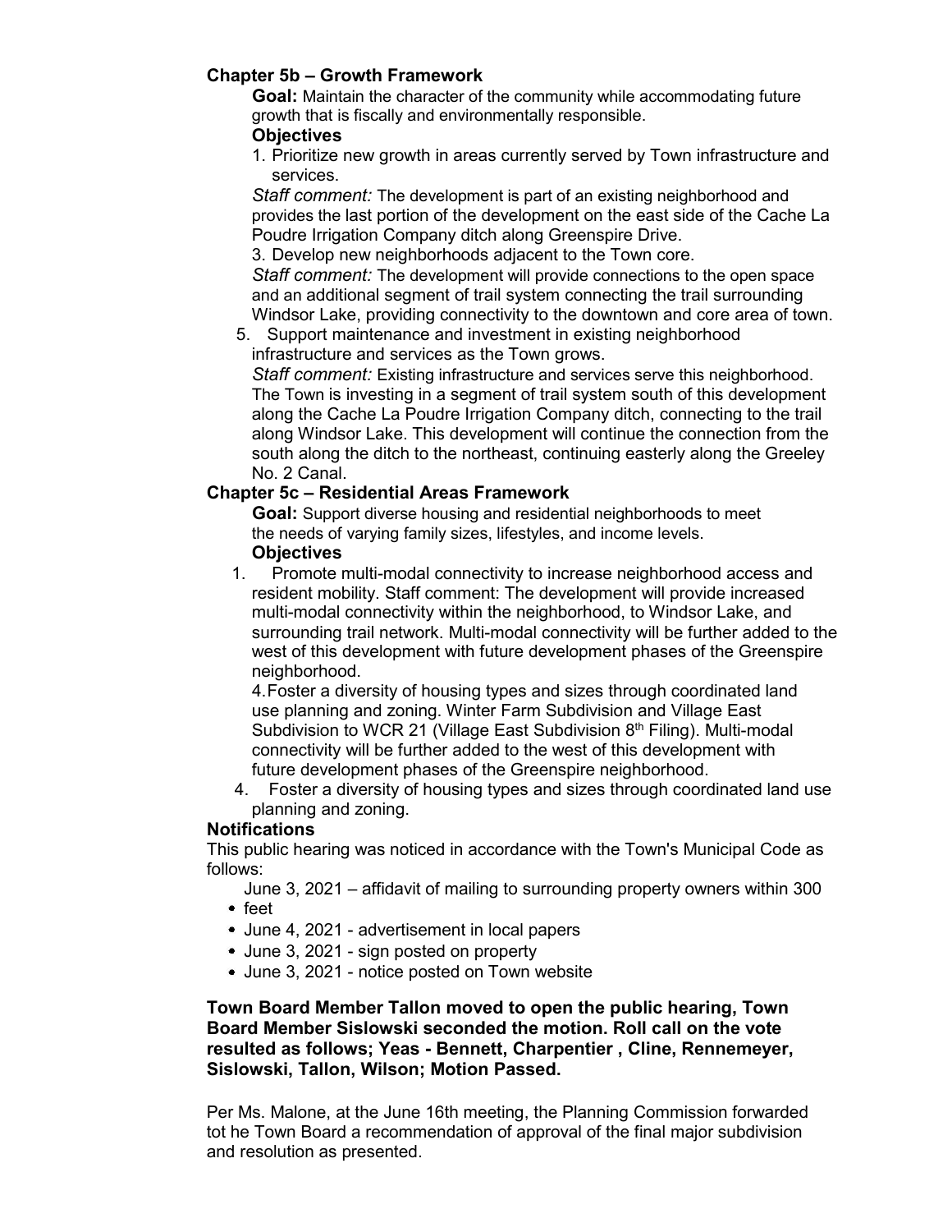**Chapter 5b – Growth Framework**

**Goal:** Maintain the character of the community while accommodating future growth that is fiscally and environmentally responsible.

**Objectives**

1. Prioritize new growth in areas currently served by Town infrastructure and services.

   *Staff comment:* The development is part of an existing neighborhood and provides the last portion of the development on the east side of the Cache La Poudre Irrigation Company ditch along Greenspire Drive.

3. Develop new neighborhoods adjacent to the Town core.

   *Staff comment:* The development will provide connections to the open space and an additional segment of trail system connecting the trail surrounding Windsor Lake, providing connectivity to the downtown and core area of town.

5. Support maintenance and investment in existing neighborhood infrastructure and services as the Town grows.

   *Staff comment:* Existing infrastructure and services serve this neighborhood. The Town is investing in a segment of trail system south of this development along the Cache La Poudre Irrigation Company ditch, connecting to the trail along Windsor Lake. This development will continue the connection from the south along the ditch to the northeast, continuing easterly along the Greeley No. 2 Canal.

**Chapter 5c – Residential Areas Framework**

**Goal:** Support diverse housing and residential neighborhoods to meet the needs of varying family sizes, lifestyles, and income levels.

**Objectives**

1. Promote multi-modal connectivity to increase neighborhood access and resident mobility. Staff comment: The development will provide increased multi-modal connectivity within the neighborhood, to Windsor Lake, and surrounding trail network. Multi-modal connectivity will be further added to the west of this development with future development phases of the Greenspire neighborhood.

   4.Foster a diversity of housing types and sizes through coordinated land use planning and zoning. Winter Farm Subdivision and Village East Subdivision to WCR 21 (Village East Subdivision 8th Filing). Multi-modal connectivity will be further added to the west of this development with future development phases of the Greenspire neighborhood.

4. Foster a diversity of housing types and sizes through coordinated land use planning and zoning.

**Notifications**

This public hearing was noticed in accordance with the Town's Municipal Code as follows:

- June 3, 2021 – affidavit of mailing to surrounding property owners within 300 feet
- June 4, 2021 - advertisement in local papers
- June 3, 2021 - sign posted on property
- June 3, 2021 - notice posted on Town website

**Town Board Member Tallon moved to open the public hearing, Town Board Member Sislowski seconded the motion. Roll call on the vote resulted as follows; Yeas - Bennett, Charpentier , Cline, Rennemeyer, Sislowski, Tallon, Wilson; Motion Passed.**

Per Ms. Malone, at the June 16th meeting, the Planning Commission forwarded tot he Town Board a recommendation of approval of the final major subdivision and resolution as presented.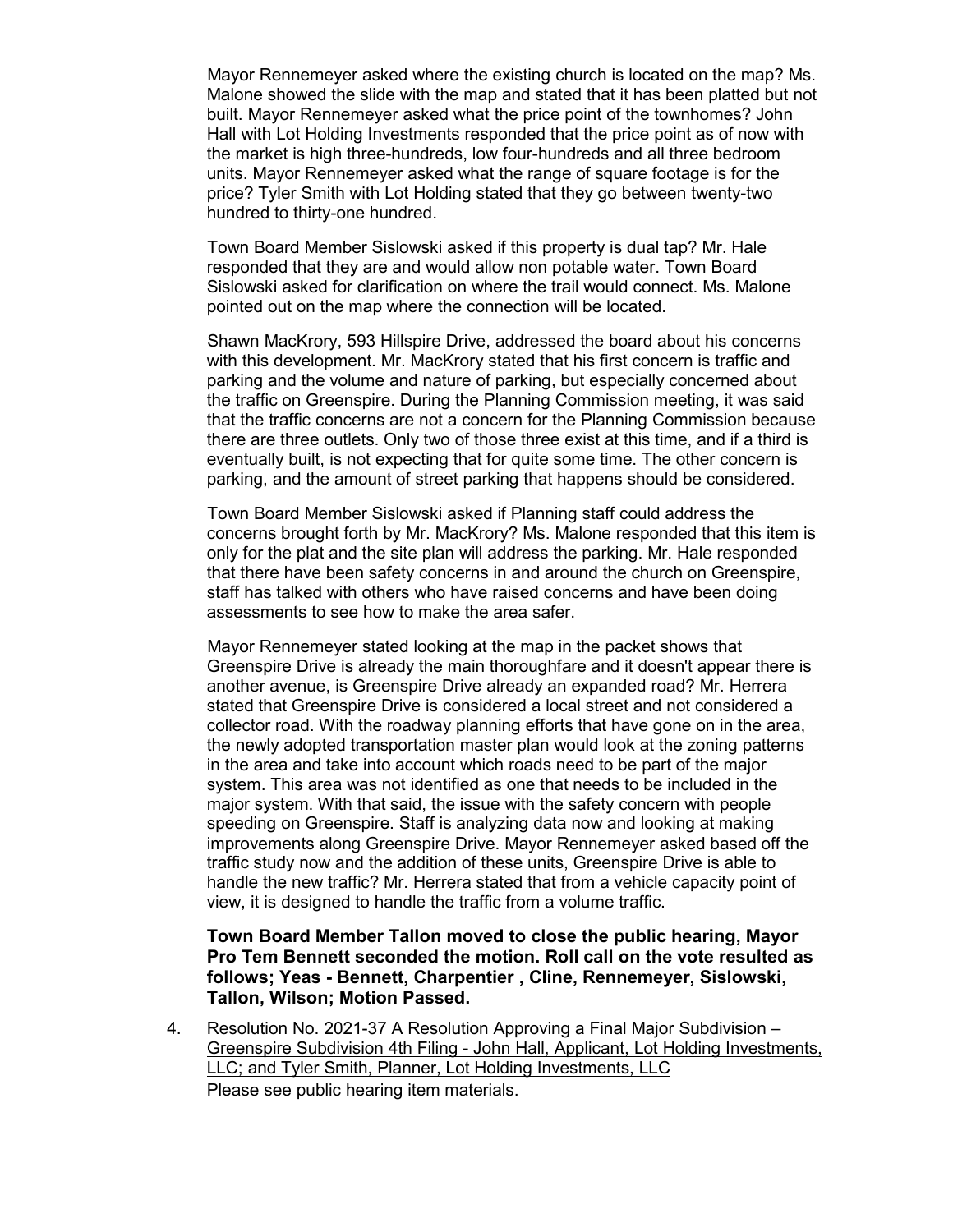Mayor Rennemeyer asked where the existing church is located on the map? Ms. Malone showed the slide with the map and stated that it has been platted but not built. Mayor Rennemeyer asked what the price point of the townhomes? John Hall with Lot Holding Investments responded that the price point as of now with the market is high three-hundreds, low four-hundreds and all three bedroom units. Mayor Rennemeyer asked what the range of square footage is for the price? Tyler Smith with Lot Holding stated that they go between twenty-two hundred to thirty-one hundred.

Town Board Member Sislowski asked if this property is dual tap? Mr. Hale responded that they are and would allow non potable water. Town Board Sislowski asked for clarification on where the trail would connect. Ms. Malone pointed out on the map where the connection will be located.

Shawn MacKrory, 593 Hillspire Drive, addressed the board about his concerns with this development. Mr. MacKrory stated that his first concern is traffic and parking and the volume and nature of parking, but especially concerned about the traffic on Greenspire. During the Planning Commission meeting, it was said that the traffic concerns are not a concern for the Planning Commission because there are three outlets. Only two of those three exist at this time, and if a third is eventually built, is not expecting that for quite some time. The other concern is parking, and the amount of street parking that happens should be considered.

Town Board Member Sislowski asked if Planning staff could address the concerns brought forth by Mr. MacKrory? Ms. Malone responded that this item is only for the plat and the site plan will address the parking. Mr. Hale responded that there have been safety concerns in and around the church on Greenspire, staff has talked with others who have raised concerns and have been doing assessments to see how to make the area safer.

Mayor Rennemeyer stated looking at the map in the packet shows that Greenspire Drive is already the main thoroughfare and it doesn't appear there is another avenue, is Greenspire Drive already an expanded road? Mr. Herrera stated that Greenspire Drive is considered a local street and not considered a collector road. With the roadway planning efforts that have gone on in the area, the newly adopted transportation master plan would look at the zoning patterns in the area and take into account which roads need to be part of the major system. This area was not identified as one that needs to be included in the major system. With that said, the issue with the safety concern with people speeding on Greenspire. Staff is analyzing data now and looking at making improvements along Greenspire Drive. Mayor Rennemeyer asked based off the traffic study now and the addition of these units, Greenspire Drive is able to handle the new traffic? Mr. Herrera stated that from a vehicle capacity point of view, it is designed to handle the traffic from a volume traffic.

**Town Board Member Tallon moved to close the public hearing, Mayor Pro Tem Bennett seconded the motion. Roll call on the vote resulted as follows; Yeas - Bennett, Charpentier , Cline, Rennemeyer, Sislowski, Tallon, Wilson; Motion Passed.**

4. Resolution No. 2021-37 A Resolution Approving a Final Major Subdivision – Greenspire Subdivision 4th Filing - John Hall, Applicant, Lot Holding Investments, LLC; and Tyler Smith, Planner, Lot Holding Investments, LLC
   Please see public hearing item materials.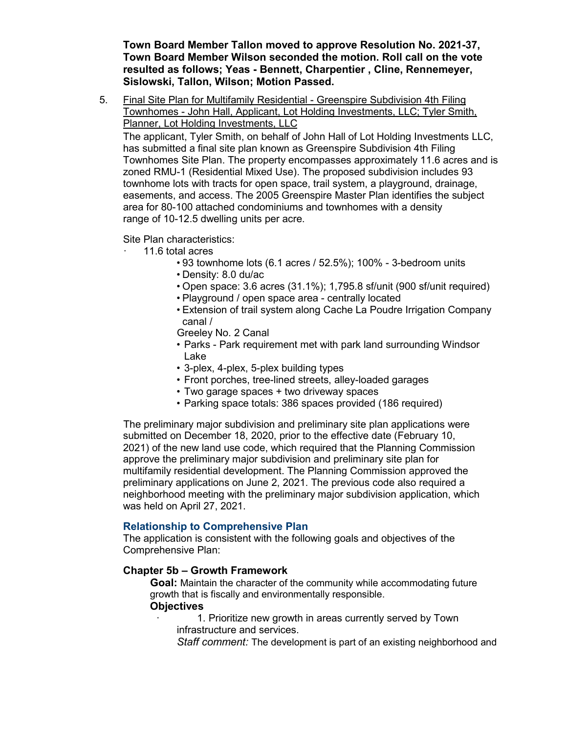**Town Board Member Tallon moved to approve Resolution No. 2021-37, Town Board Member Wilson seconded the motion. Roll call on the vote resulted as follows; Yeas - Bennett, Charpentier , Cline, Rennemeyer, Sislowski, Tallon, Wilson; Motion Passed.**

5. Final Site Plan for Multifamily Residential - Greenspire Subdivision 4th Filing Townhomes - John Hall, Applicant, Lot Holding Investments, LLC; Tyler Smith, Planner, Lot Holding Investments, LLC

The applicant, Tyler Smith, on behalf of John Hall of Lot Holding Investments LLC, has submitted a final site plan known as Greenspire Subdivision 4th Filing Townhomes Site Plan. The property encompasses approximately 11.6 acres and is zoned RMU-1 (Residential Mixed Use). The proposed subdivision includes 93 townhome lots with tracts for open space, trail system, a playground, drainage, easements, and access. The 2005 Greenspire Master Plan identifies the subject area for 80-100 attached condominiums and townhomes with a density range of 10-12.5 dwelling units per acre.

Site Plan characteristics:

- 11.6 total acres
  - 93 townhome lots (6.1 acres / 52.5%); 100% - 3-bedroom units
  - Density: 8.0 du/ac
  - Open space: 3.6 acres (31.1%); 1,795.8 sf/unit (900 sf/unit required)
  - Playground / open space area - centrally located
  - Extension of trail system along Cache La Poudre Irrigation Company canal / Greeley No. 2 Canal
  - Parks - Park requirement met with park land surrounding Windsor Lake
  - 3-plex, 4-plex, 5-plex building types
  - Front porches, tree-lined streets, alley-loaded garages
  - Two garage spaces + two driveway spaces
  - Parking space totals: 386 spaces provided (186 required)

The preliminary major subdivision and preliminary site plan applications were submitted on December 18, 2020, prior to the effective date (February 10, 2021) of the new land use code, which required that the Planning Commission approve the preliminary major subdivision and preliminary site plan for multifamily residential development. The Planning Commission approved the preliminary applications on June 2, 2021. The previous code also required a neighborhood meeting with the preliminary major subdivision application, which was held on April 27, 2021.

### Relationship to Comprehensive Plan

The application is consistent with the following goals and objectives of the Comprehensive Plan:

#### Chapter 5b – Growth Framework

**Goal:** Maintain the character of the community while accommodating future growth that is fiscally and environmentally responsible.

**Objectives**

1. Prioritize new growth in areas currently served by Town infrastructure and services.

   *Staff comment:* The development is part of an existing neighborhood and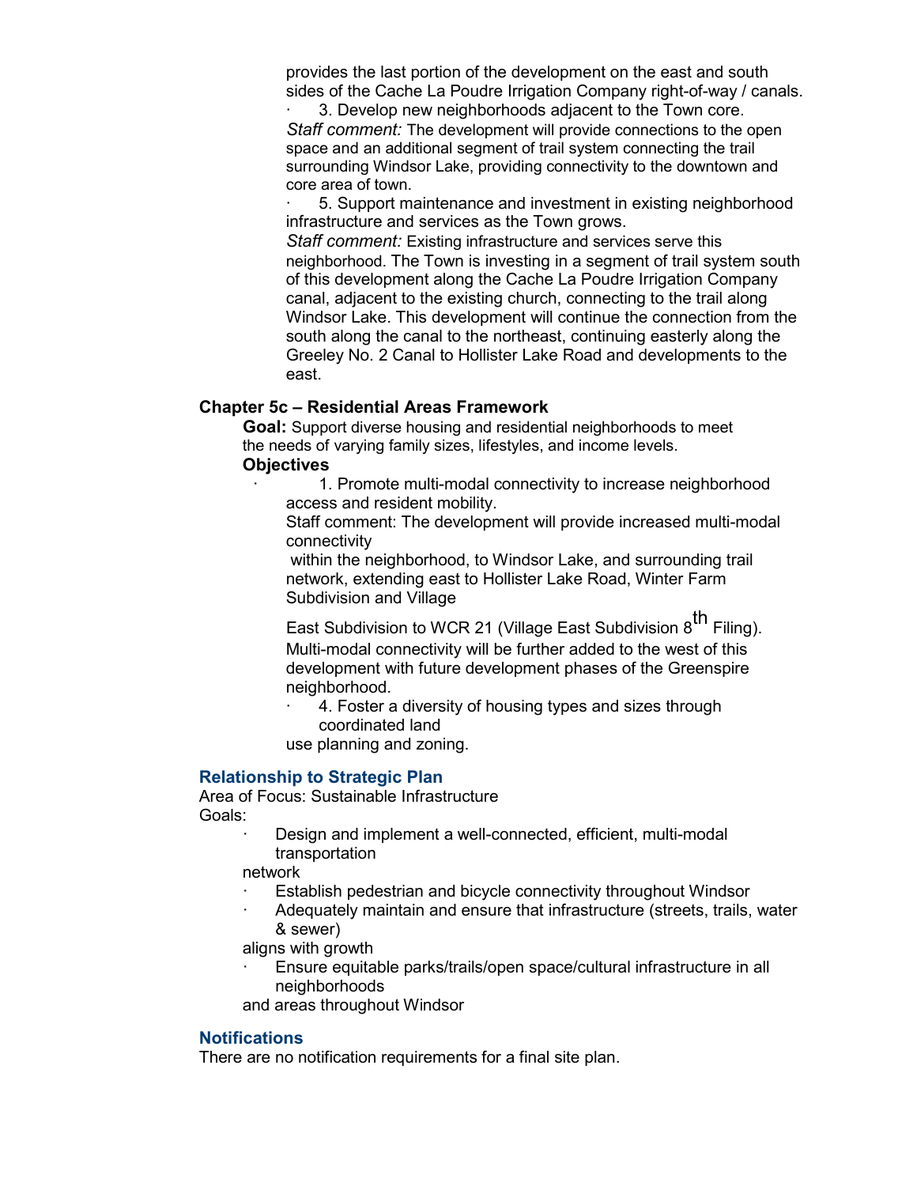provides the last portion of the development on the east and south sides of the Cache La Poudre Irrigation Company right-of-way / canals.

- 3. Develop new neighborhoods adjacent to the Town core.

*Staff comment:* The development will provide connections to the open space and an additional segment of trail system connecting the trail surrounding Windsor Lake, providing connectivity to the downtown and core area of town.

- 5. Support maintenance and investment in existing neighborhood infrastructure and services as the Town grows.

*Staff comment:* Existing infrastructure and services serve this neighborhood. The Town is investing in a segment of trail system south of this development along the Cache La Poudre Irrigation Company canal, adjacent to the existing church, connecting to the trail along Windsor Lake. This development will continue the connection from the south along the canal to the northeast, continuing easterly along the Greeley No. 2 Canal to Hollister Lake Road and developments to the east.

**Chapter 5c – Residential Areas Framework**

**Goal:** Support diverse housing and residential neighborhoods to meet the needs of varying family sizes, lifestyles, and income levels.

**Objectives**

- 1. Promote multi-modal connectivity to increase neighborhood access and resident mobility.

Staff comment: The development will provide increased multi-modal connectivity within the neighborhood, to Windsor Lake, and surrounding trail network, extending east to Hollister Lake Road, Winter Farm Subdivision and Village East Subdivision to WCR 21 (Village East Subdivision 8th Filing). Multi-modal connectivity will be further added to the west of this development with future development phases of the Greenspire neighborhood.

- 4. Foster a diversity of housing types and sizes through coordinated land use planning and zoning.

## Relationship to Strategic Plan

Area of Focus: Sustainable Infrastructure

Goals:

- Design and implement a well-connected, efficient, multi-modal transportation network
- Establish pedestrian and bicycle connectivity throughout Windsor
- Adequately maintain and ensure that infrastructure (streets, trails, water & sewer) aligns with growth
- Ensure equitable parks/trails/open space/cultural infrastructure in all neighborhoods and areas throughout Windsor

## Notifications

There are no notification requirements for a final site plan.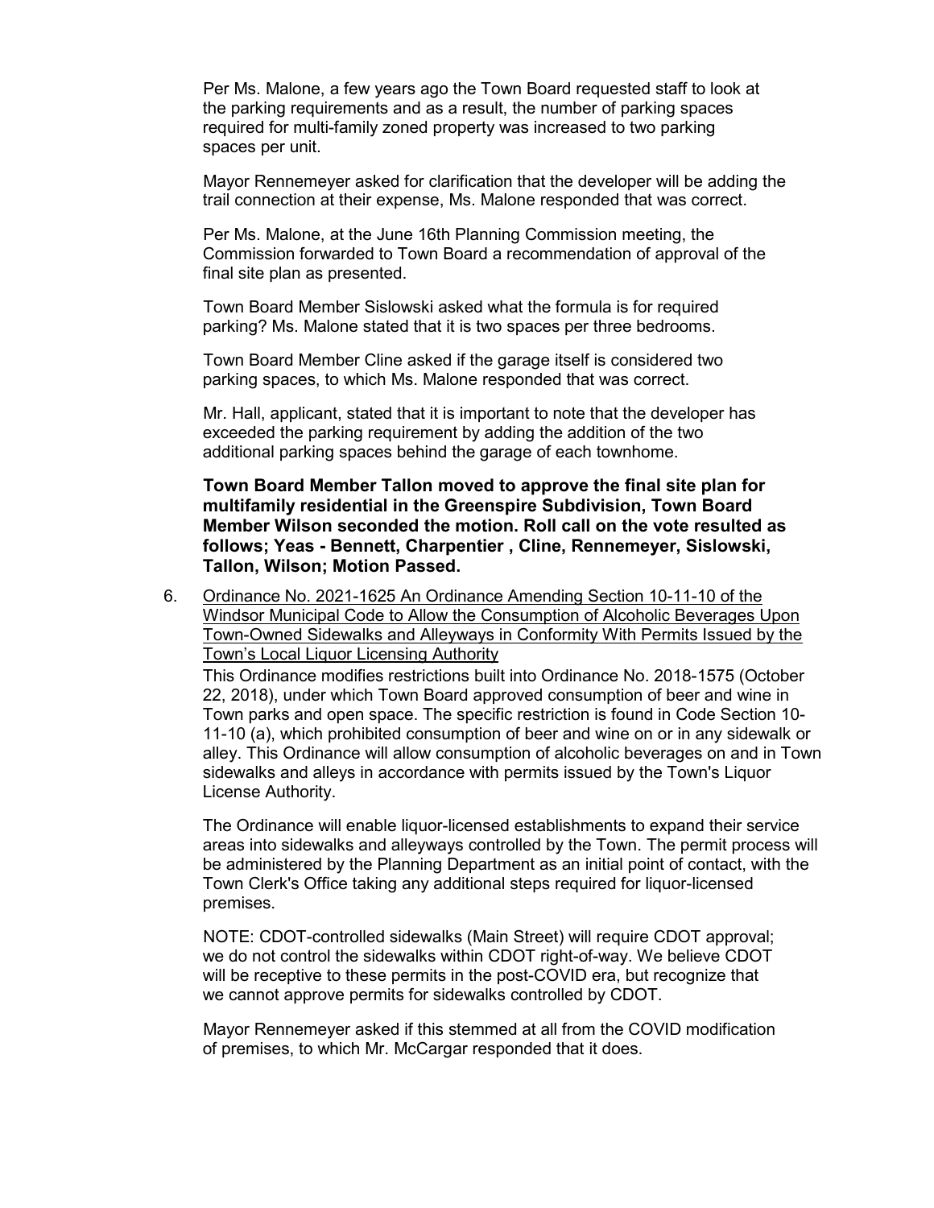Per Ms. Malone, a few years ago the Town Board requested staff to look at the parking requirements and as a result, the number of parking spaces required for multi-family zoned property was increased to two parking spaces per unit.

Mayor Rennemeyer asked for clarification that the developer will be adding the trail connection at their expense, Ms. Malone responded that was correct.

Per Ms. Malone, at the June 16th Planning Commission meeting, the Commission forwarded to Town Board a recommendation of approval of the final site plan as presented.

Town Board Member Sislowski asked what the formula is for required parking? Ms. Malone stated that it is two spaces per three bedrooms.

Town Board Member Cline asked if the garage itself is considered two parking spaces, to which Ms. Malone responded that was correct.

Mr. Hall, applicant, stated that it is important to note that the developer has exceeded the parking requirement by adding the addition of the two additional parking spaces behind the garage of each townhome.

**Town Board Member Tallon moved to approve the final site plan for multifamily residential in the Greenspire Subdivision, Town Board Member Wilson seconded the motion. Roll call on the vote resulted as follows; Yeas - Bennett, Charpentier , Cline, Rennemeyer, Sislowski, Tallon, Wilson; Motion Passed.**

6. <u>Ordinance No. 2021-1625 An Ordinance Amending Section 10-11-10 of the Windsor Municipal Code to Allow the Consumption of Alcoholic Beverages Upon Town-Owned Sidewalks and Alleyways in Conformity With Permits Issued by the Town's Local Liquor Licensing Authority</u>

   This Ordinance modifies restrictions built into Ordinance No. 2018-1575 (October 22, 2018), under which Town Board approved consumption of beer and wine in Town parks and open space. The specific restriction is found in Code Section 10-11-10 (a), which prohibited consumption of beer and wine on or in any sidewalk or alley. This Ordinance will allow consumption of alcoholic beverages on and in Town sidewalks and alleys in accordance with permits issued by the Town's Liquor License Authority.

   The Ordinance will enable liquor-licensed establishments to expand their service areas into sidewalks and alleyways controlled by the Town. The permit process will be administered by the Planning Department as an initial point of contact, with the Town Clerk's Office taking any additional steps required for liquor-licensed premises.

   NOTE: CDOT-controlled sidewalks (Main Street) will require CDOT approval; we do not control the sidewalks within CDOT right-of-way. We believe CDOT will be receptive to these permits in the post-COVID era, but recognize that we cannot approve permits for sidewalks controlled by CDOT.

   Mayor Rennemeyer asked if this stemmed at all from the COVID modification of premises, to which Mr. McCargar responded that it does.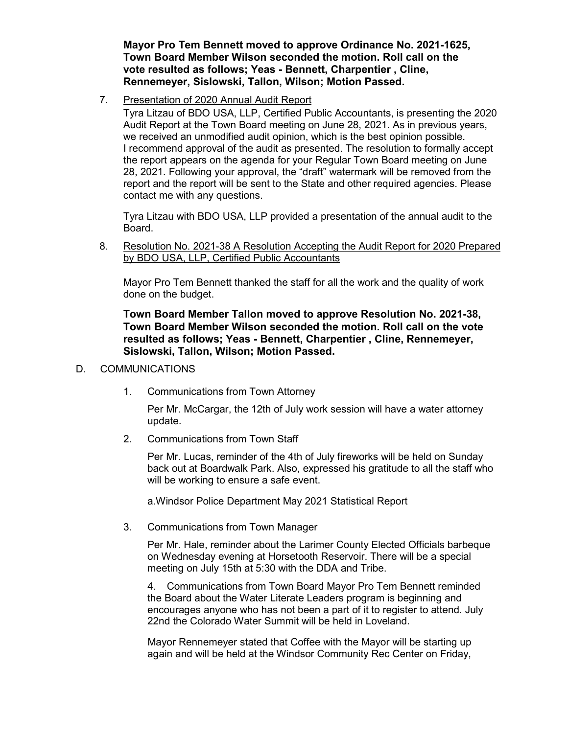**Mayor Pro Tem Bennett moved to approve Ordinance No. 2021-1625, Town Board Member Wilson seconded the motion. Roll call on the vote resulted as follows; Yeas - Bennett, Charpentier , Cline, Rennemeyer, Sislowski, Tallon, Wilson; Motion Passed.**

7. Presentation of 2020 Annual Audit Report

   Tyra Litzau of BDO USA, LLP, Certified Public Accountants, is presenting the 2020 Audit Report at the Town Board meeting on June 28, 2021. As in previous years, we received an unmodified audit opinion, which is the best opinion possible. I recommend approval of the audit as presented. The resolution to formally accept the report appears on the agenda for your Regular Town Board meeting on June 28, 2021. Following your approval, the "draft" watermark will be removed from the report and the report will be sent to the State and other required agencies. Please contact me with any questions.

   Tyra Litzau with BDO USA, LLP provided a presentation of the annual audit to the Board.

8. Resolution No. 2021-38 A Resolution Accepting the Audit Report for 2020 Prepared by BDO USA, LLP, Certified Public Accountants

   Mayor Pro Tem Bennett thanked the staff for all the work and the quality of work done on the budget.

   **Town Board Member Tallon moved to approve Resolution No. 2021-38, Town Board Member Wilson seconded the motion. Roll call on the vote resulted as follows; Yeas - Bennett, Charpentier , Cline, Rennemeyer, Sislowski, Tallon, Wilson; Motion Passed.**

D. COMMUNICATIONS

1. Communications from Town Attorney

   Per Mr. McCargar, the 12th of July work session will have a water attorney update.

2. Communications from Town Staff

   Per Mr. Lucas, reminder of the 4th of July fireworks will be held on Sunday back out at Boardwalk Park. Also, expressed his gratitude to all the staff who will be working to ensure a safe event.

   a.Windsor Police Department May 2021 Statistical Report

3. Communications from Town Manager

   Per Mr. Hale, reminder about the Larimer County Elected Officials barbeque on Wednesday evening at Horsetooth Reservoir. There will be a special meeting on July 15th at 5:30 with the DDA and Tribe.

   4. Communications from Town Board Mayor Pro Tem Bennett reminded the Board about the Water Literate Leaders program is beginning and encourages anyone who has not been a part of it to register to attend. July 22nd the Colorado Water Summit will be held in Loveland.

   Mayor Rennemeyer stated that Coffee with the Mayor will be starting up again and will be held at the Windsor Community Rec Center on Friday,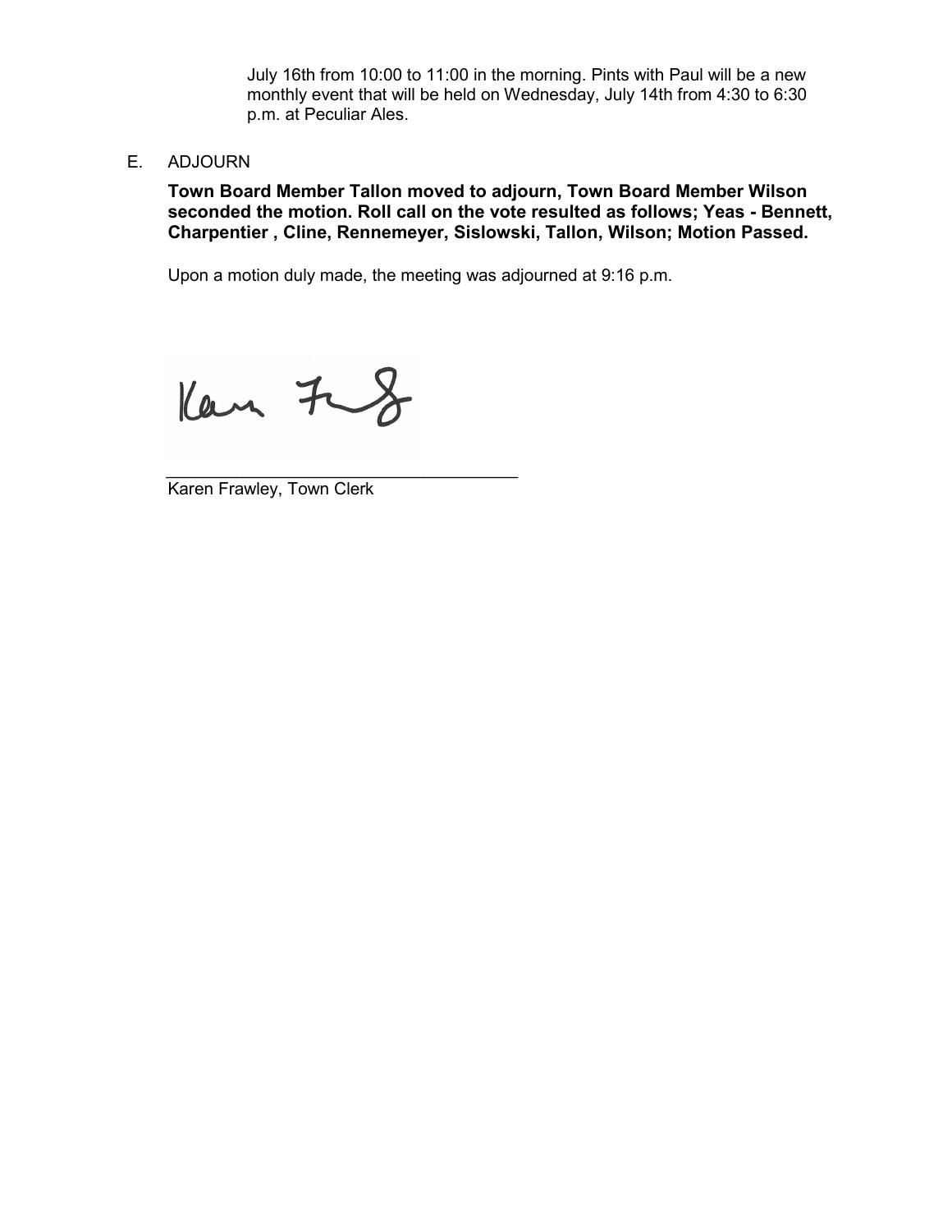July 16th from 10:00 to 11:00 in the morning. Pints with Paul will be a new monthly event that will be held on Wednesday, July 14th from 4:30 to 6:30 p.m. at Peculiar Ales.

E. ADJOURN

**Town Board Member Tallon moved to adjourn, Town Board Member Wilson seconded the motion. Roll call on the vote resulted as follows; Yeas - Bennett, Charpentier , Cline, Rennemeyer, Sislowski, Tallon, Wilson; Motion Passed.**

Upon a motion duly made, the meeting was adjourned at 9:16 p.m.

\_\_\_\_\_\_\_\_\_\_\_\_\_\_\_\_\_\_\_\_\_\_\_\_\_\_\_\_\_\_\_\_\_\_\_\_\_\_

Karen Frawley, Town Clerk